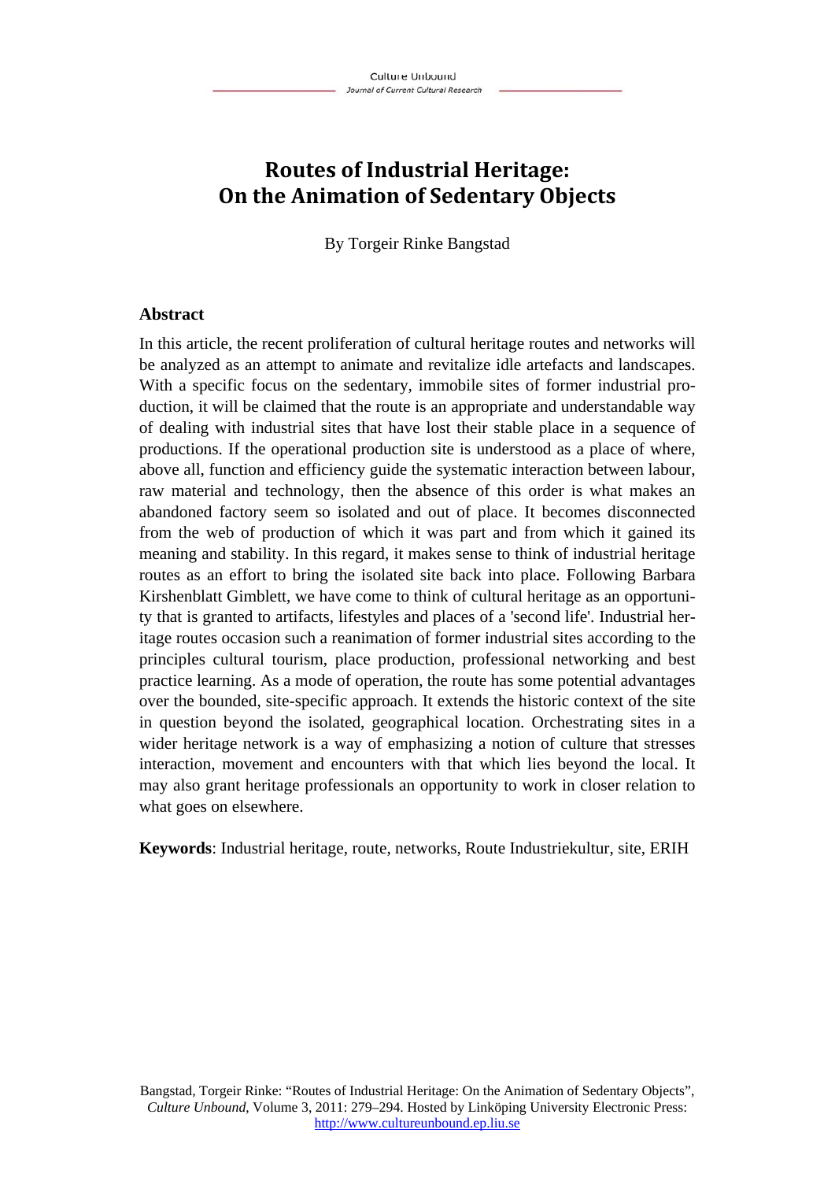# Routes of Industrial Heritage: On the Animation of Sedentary Objects

By Torgeir Rinke Bangstad

## Abstract

In this article, the recent proliferation of cultural heritage routes and networks will be analyzed as an attempt to animate and revitalize idle artefacts and landscapes. With a specific focus on the sedentary, immobile sites of former industrial production, it will be claimed that the route is an appropriate and understandable way of dealing with industrial sites that have lost their stable place in a sequence of productions. If the operational production site is understood as a place of where, above all, function and efficiency guide the systematic interaction between labour, raw material and technology, then the absence of this order is what makes an abandoned factory seem so isolated and out of place. It becomes disconnected from the web of production of which it was part and from which it gained its meaning and stability. In this regard, it makes sense to think of industrial heritage routes as an effort to bring the isolated site back into place. Following Barbara Kirshenblatt Gimblett, we have come to think of cultural heritage as an opportunity that is granted to artifacts, lifestyles and places of a 'second life'. Industrial heritage routes occasion such a reanimation of former industrial sites according to the principles cultural tourism, place production, professional networking and best practice learning. As a mode of operation, the route has some potential advantages over the bounded, site-specific approach. It extends the historic context of the site in question beyond the isolated, geographical location. Orchestrating sites in a wider heritage network is a way of emphasizing a notion of culture that stresses interaction, movement and encounters with that which lies beyond the local. It may also grant heritage professionals an opportunity to work in closer relation to what goes on elsewhere.

**Keywords**: Industrial heritage, route, networks, Route Industriekultur, site, ERIH

Bangstad, Torgeir Rinke: "Routes of Industrial Heritage: On the Animation of Sedentary Objects", *Culture Unbound*, Volume 3, 2011: 279–294. Hosted by Linköping University Electronic Press: http://www.cultureunbound.ep.liu.se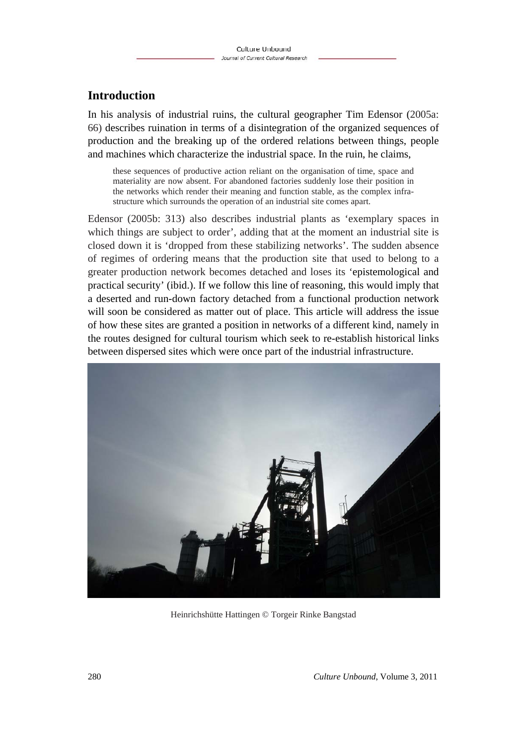## Introduction

In his analysis of industrial ruins, the cultural geographer Tim Edensor (2005a: 66) describes ruination in terms of a disintegration of the organized sequences of production and the breaking up of the ordered relations between things, people and machines which characterize the industrial space. In the ruin, he claims,

> these sequences of productive action reliant on the organisation of time, space and materiality are now absent. For abandoned factories suddenly lose their position in the networks which render their meaning and function stable, as the complex infrastructure which surrounds the operation of an industrial site comes apart.

Edensor (2005b: 313) also describes industrial plants as 'exemplary spaces in which things are subject to order', adding that at the moment an industrial site is closed down it is 'dropped from these stabilizing networks'. The sudden absence of regimes of ordering means that the production site that used to belong to a greater production network becomes detached and loses its 'epistemological and practical security' (ibid.). If we follow this line of reasoning, this would imply that a deserted and run-down factory detached from a functional production network will soon be considered as matter out of place. This article will address the issue of how these sites are granted a position in networks of a different kind, namely in the routes designed for cultural tourism which seek to re-establish historical links between dispersed sites which were once part of the industrial infrastructure.

Heinrichshütte Hattingen © Torgeir Rinke Bangstad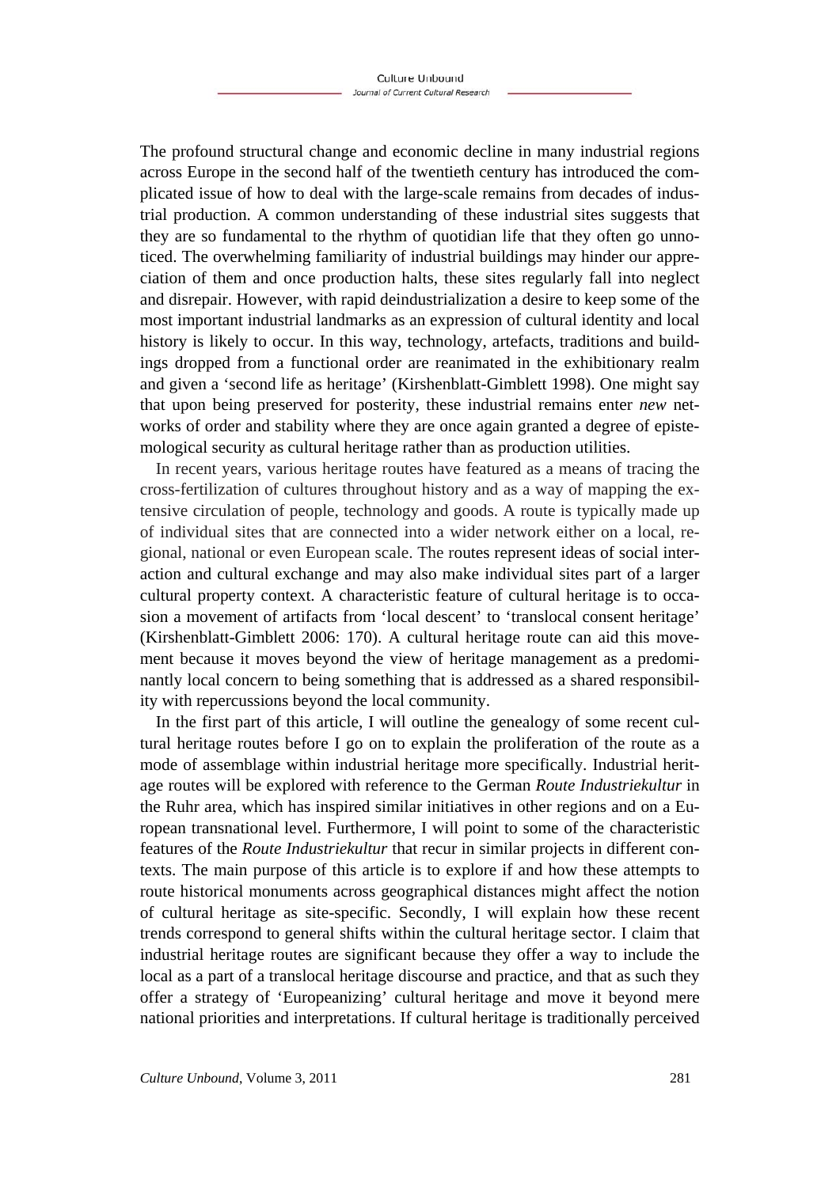The profound structural change and economic decline in many industrial regions across Europe in the second half of the twentieth century has introduced the complicated issue of how to deal with the large-scale remains from decades of industrial production. A common understanding of these industrial sites suggests that they are so fundamental to the rhythm of quotidian life that they often go unnoticed. The overwhelming familiarity of industrial buildings may hinder our appreciation of them and once production halts, these sites regularly fall into neglect and disrepair. However, with rapid deindustrialization a desire to keep some of the most important industrial landmarks as an expression of cultural identity and local history is likely to occur. In this way, technology, artefacts, traditions and buildings dropped from a functional order are reanimated in the exhibitionary realm and given a 'second life as heritage' (Kirshenblatt-Gimblett 1998). One might say that upon being preserved for posterity, these industrial remains enter *new* networks of order and stability where they are once again granted a degree of epistemological security as cultural heritage rather than as production utilities.

In recent years, various heritage routes have featured as a means of tracing the cross-fertilization of cultures throughout history and as a way of mapping the extensive circulation of people, technology and goods. A route is typically made up of individual sites that are connected into a wider network either on a local, regional, national or even European scale. The routes represent ideas of social interaction and cultural exchange and may also make individual sites part of a larger cultural property context. A characteristic feature of cultural heritage is to occasion a movement of artifacts from 'local descent' to 'translocal consent heritage' (Kirshenblatt-Gimblett 2006: 170). A cultural heritage route can aid this movement because it moves beyond the view of heritage management as a predominantly local concern to being something that is addressed as a shared responsibility with repercussions beyond the local community.

In the first part of this article, I will outline the genealogy of some recent cultural heritage routes before I go on to explain the proliferation of the route as a mode of assemblage within industrial heritage more specifically. Industrial heritage routes will be explored with reference to the German *Route Industriekultur* in the Ruhr area, which has inspired similar initiatives in other regions and on a European transnational level. Furthermore, I will point to some of the characteristic features of the *Route Industriekultur* that recur in similar projects in different contexts. The main purpose of this article is to explore if and how these attempts to route historical monuments across geographical distances might affect the notion of cultural heritage as site-specific. Secondly, I will explain how these recent trends correspond to general shifts within the cultural heritage sector. I claim that industrial heritage routes are significant because they offer a way to include the local as a part of a translocal heritage discourse and practice, and that as such they offer a strategy of 'Europeanizing' cultural heritage and move it beyond mere national priorities and interpretations. If cultural heritage is traditionally perceived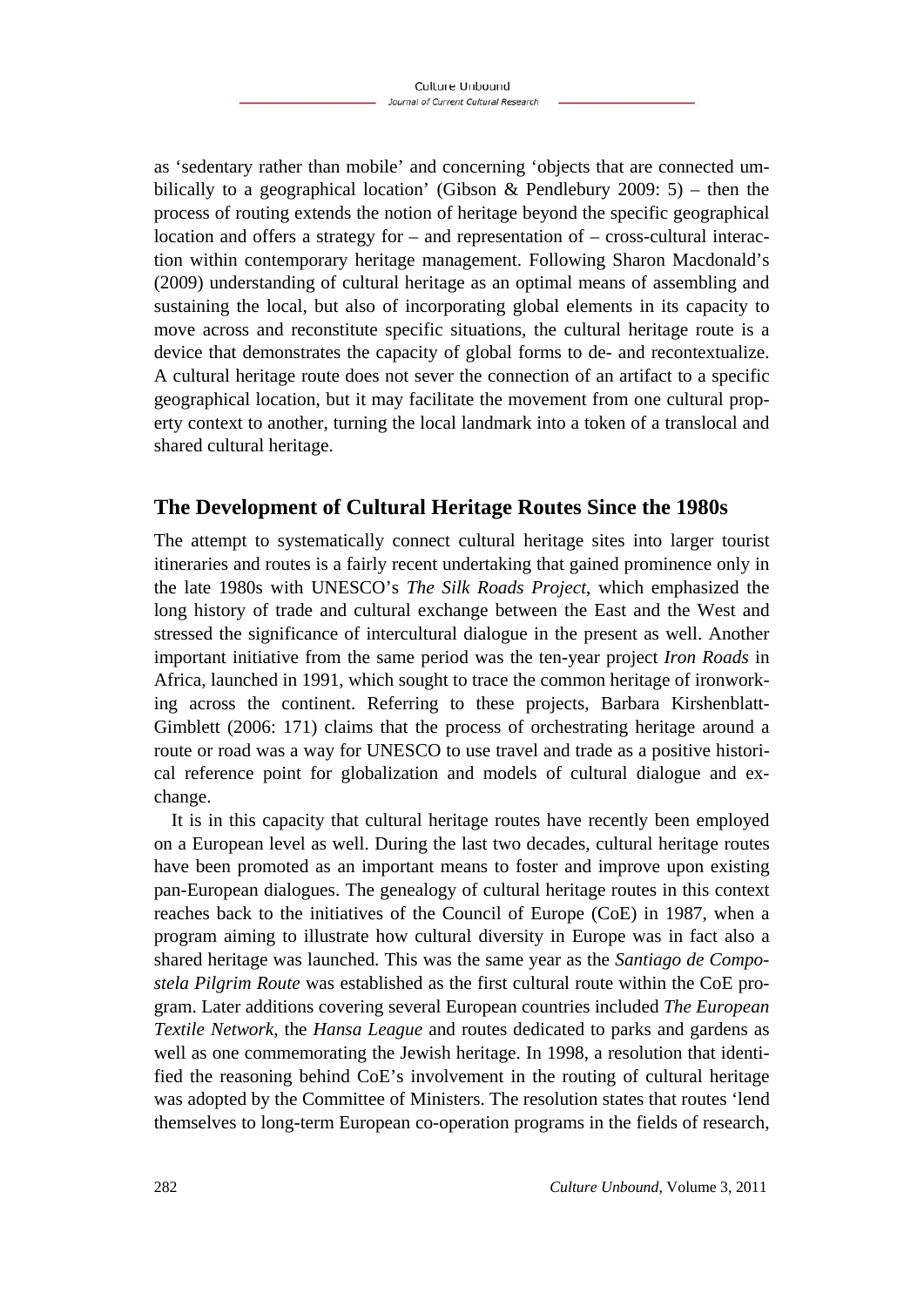as 'sedentary rather than mobile' and concerning 'objects that are connected umbilically to a geographical location' (Gibson & Pendlebury 2009: 5) – then the process of routing extends the notion of heritage beyond the specific geographical location and offers a strategy for – and representation of – cross-cultural interaction within contemporary heritage management. Following Sharon Macdonald's (2009) understanding of cultural heritage as an optimal means of assembling and sustaining the local, but also of incorporating global elements in its capacity to move across and reconstitute specific situations, the cultural heritage route is a device that demonstrates the capacity of global forms to de- and recontextualize. A cultural heritage route does not sever the connection of an artifact to a specific geographical location, but it may facilitate the movement from one cultural property context to another, turning the local landmark into a token of a translocal and shared cultural heritage.

## The Development of Cultural Heritage Routes Since the 1980s

The attempt to systematically connect cultural heritage sites into larger tourist itineraries and routes is a fairly recent undertaking that gained prominence only in the late 1980s with UNESCO's *The Silk Roads Project*, which emphasized the long history of trade and cultural exchange between the East and the West and stressed the significance of intercultural dialogue in the present as well. Another important initiative from the same period was the ten-year project *Iron Roads* in Africa, launched in 1991, which sought to trace the common heritage of ironworking across the continent. Referring to these projects, Barbara Kirshenblatt-Gimblett (2006: 171) claims that the process of orchestrating heritage around a route or road was a way for UNESCO to use travel and trade as a positive historical reference point for globalization and models of cultural dialogue and exchange.

It is in this capacity that cultural heritage routes have recently been employed on a European level as well. During the last two decades, cultural heritage routes have been promoted as an important means to foster and improve upon existing pan-European dialogues. The genealogy of cultural heritage routes in this context reaches back to the initiatives of the Council of Europe (CoE) in 1987, when a program aiming to illustrate how cultural diversity in Europe was in fact also a shared heritage was launched. This was the same year as the *Santiago de Compostela Pilgrim Route* was established as the first cultural route within the CoE program. Later additions covering several European countries included *The European Textile Network*, the *Hansa League* and routes dedicated to parks and gardens as well as one commemorating the Jewish heritage. In 1998, a resolution that identified the reasoning behind CoE's involvement in the routing of cultural heritage was adopted by the Committee of Ministers. The resolution states that routes 'lend themselves to long-term European co-operation programs in the fields of research,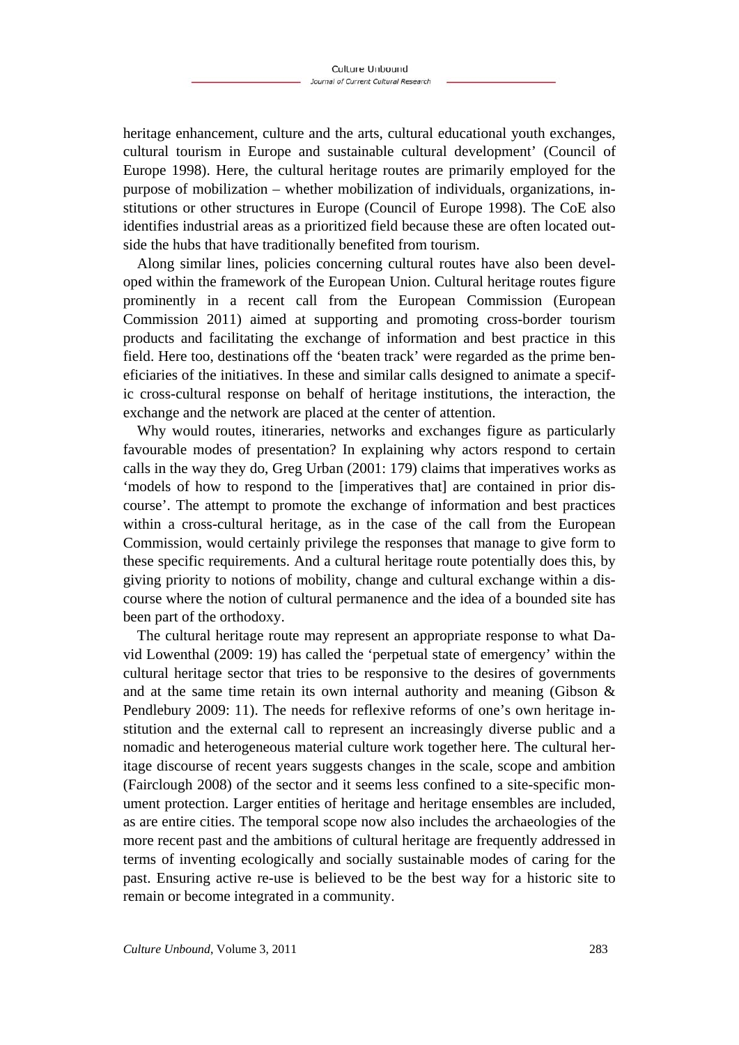heritage enhancement, culture and the arts, cultural educational youth exchanges, cultural tourism in Europe and sustainable cultural development' (Council of Europe 1998). Here, the cultural heritage routes are primarily employed for the purpose of mobilization – whether mobilization of individuals, organizations, institutions or other structures in Europe (Council of Europe 1998). The CoE also identifies industrial areas as a prioritized field because these are often located outside the hubs that have traditionally benefited from tourism.

Along similar lines, policies concerning cultural routes have also been developed within the framework of the European Union. Cultural heritage routes figure prominently in a recent call from the European Commission (European Commission 2011) aimed at supporting and promoting cross-border tourism products and facilitating the exchange of information and best practice in this field. Here too, destinations off the 'beaten track' were regarded as the prime beneficiaries of the initiatives. In these and similar calls designed to animate a specific cross-cultural response on behalf of heritage institutions, the interaction, the exchange and the network are placed at the center of attention.

Why would routes, itineraries, networks and exchanges figure as particularly favourable modes of presentation? In explaining why actors respond to certain calls in the way they do, Greg Urban (2001: 179) claims that imperatives works as 'models of how to respond to the [imperatives that] are contained in prior discourse'. The attempt to promote the exchange of information and best practices within a cross-cultural heritage, as in the case of the call from the European Commission, would certainly privilege the responses that manage to give form to these specific requirements. And a cultural heritage route potentially does this, by giving priority to notions of mobility, change and cultural exchange within a discourse where the notion of cultural permanence and the idea of a bounded site has been part of the orthodoxy.

The cultural heritage route may represent an appropriate response to what David Lowenthal (2009: 19) has called the 'perpetual state of emergency' within the cultural heritage sector that tries to be responsive to the desires of governments and at the same time retain its own internal authority and meaning (Gibson & Pendlebury 2009: 11). The needs for reflexive reforms of one's own heritage institution and the external call to represent an increasingly diverse public and a nomadic and heterogeneous material culture work together here. The cultural heritage discourse of recent years suggests changes in the scale, scope and ambition (Fairclough 2008) of the sector and it seems less confined to a site-specific monument protection. Larger entities of heritage and heritage ensembles are included, as are entire cities. The temporal scope now also includes the archaeologies of the more recent past and the ambitions of cultural heritage are frequently addressed in terms of inventing ecologically and socially sustainable modes of caring for the past. Ensuring active re-use is believed to be the best way for a historic site to remain or become integrated in a community.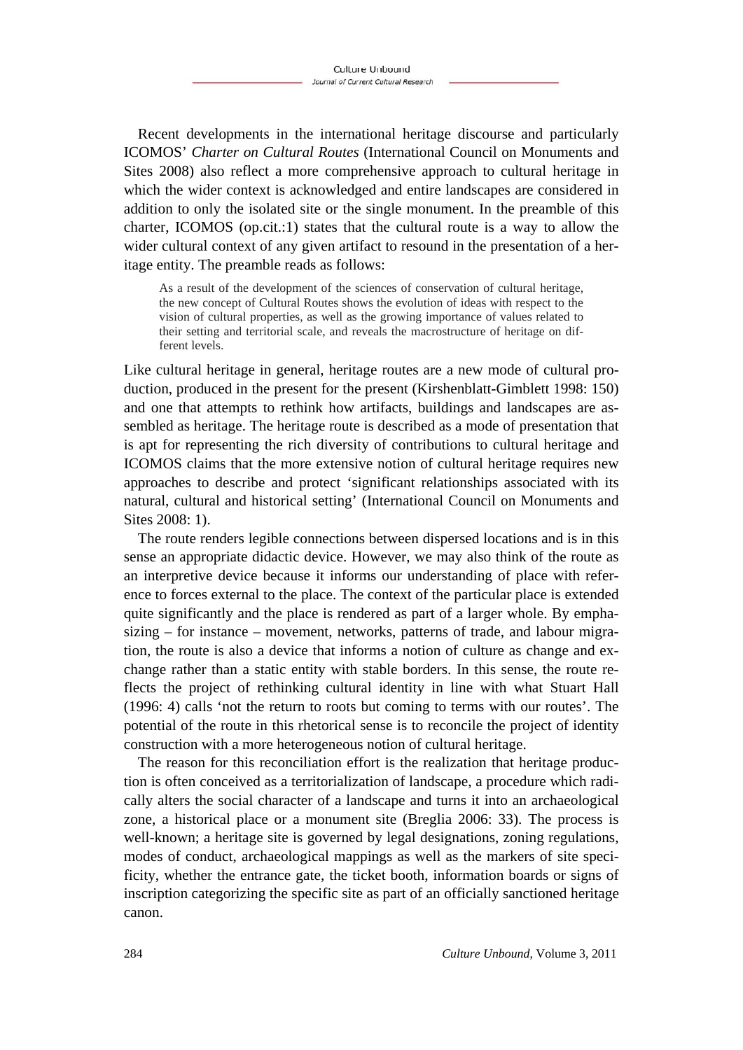Recent developments in the international heritage discourse and particularly ICOMOS' *Charter on Cultural Routes* (International Council on Monuments and Sites 2008) also reflect a more comprehensive approach to cultural heritage in which the wider context is acknowledged and entire landscapes are considered in addition to only the isolated site or the single monument. In the preamble of this charter, ICOMOS (op.cit.:1) states that the cultural route is a way to allow the wider cultural context of any given artifact to resound in the presentation of a heritage entity. The preamble reads as follows:

> As a result of the development of the sciences of conservation of cultural heritage, the new concept of Cultural Routes shows the evolution of ideas with respect to the vision of cultural properties, as well as the growing importance of values related to their setting and territorial scale, and reveals the macrostructure of heritage on different levels.

Like cultural heritage in general, heritage routes are a new mode of cultural production, produced in the present for the present (Kirshenblatt-Gimblett 1998: 150) and one that attempts to rethink how artifacts, buildings and landscapes are assembled as heritage. The heritage route is described as a mode of presentation that is apt for representing the rich diversity of contributions to cultural heritage and ICOMOS claims that the more extensive notion of cultural heritage requires new approaches to describe and protect 'significant relationships associated with its natural, cultural and historical setting' (International Council on Monuments and Sites 2008: 1).

The route renders legible connections between dispersed locations and is in this sense an appropriate didactic device. However, we may also think of the route as an interpretive device because it informs our understanding of place with reference to forces external to the place. The context of the particular place is extended quite significantly and the place is rendered as part of a larger whole. By emphasizing – for instance – movement, networks, patterns of trade, and labour migration, the route is also a device that informs a notion of culture as change and exchange rather than a static entity with stable borders. In this sense, the route reflects the project of rethinking cultural identity in line with what Stuart Hall (1996: 4) calls 'not the return to roots but coming to terms with our routes'. The potential of the route in this rhetorical sense is to reconcile the project of identity construction with a more heterogeneous notion of cultural heritage.

The reason for this reconciliation effort is the realization that heritage production is often conceived as a territorialization of landscape, a procedure which radically alters the social character of a landscape and turns it into an archaeological zone, a historical place or a monument site (Breglia 2006: 33). The process is well-known; a heritage site is governed by legal designations, zoning regulations, modes of conduct, archaeological mappings as well as the markers of site specificity, whether the entrance gate, the ticket booth, information boards or signs of inscription categorizing the specific site as part of an officially sanctioned heritage canon.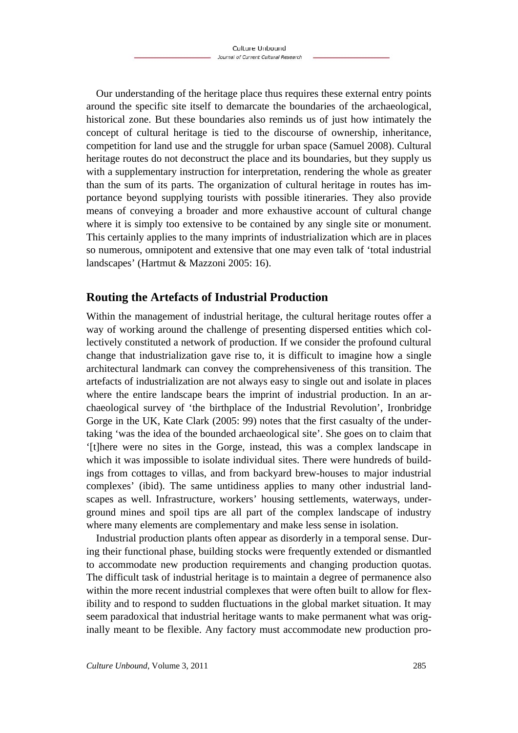Our understanding of the heritage place thus requires these external entry points around the specific site itself to demarcate the boundaries of the archaeological, historical zone. But these boundaries also reminds us of just how intimately the concept of cultural heritage is tied to the discourse of ownership, inheritance, competition for land use and the struggle for urban space (Samuel 2008). Cultural heritage routes do not deconstruct the place and its boundaries, but they supply us with a supplementary instruction for interpretation, rendering the whole as greater than the sum of its parts. The organization of cultural heritage in routes has importance beyond supplying tourists with possible itineraries. They also provide means of conveying a broader and more exhaustive account of cultural change where it is simply too extensive to be contained by any single site or monument. This certainly applies to the many imprints of industrialization which are in places so numerous, omnipotent and extensive that one may even talk of 'total industrial landscapes' (Hartmut & Mazzoni 2005: 16).

## Routing the Artefacts of Industrial Production

Within the management of industrial heritage, the cultural heritage routes offer a way of working around the challenge of presenting dispersed entities which collectively constituted a network of production. If we consider the profound cultural change that industrialization gave rise to, it is difficult to imagine how a single architectural landmark can convey the comprehensiveness of this transition. The artefacts of industrialization are not always easy to single out and isolate in places where the entire landscape bears the imprint of industrial production. In an archaeological survey of 'the birthplace of the Industrial Revolution', Ironbridge Gorge in the UK, Kate Clark (2005: 99) notes that the first casualty of the undertaking 'was the idea of the bounded archaeological site'. She goes on to claim that '[t]here were no sites in the Gorge, instead, this was a complex landscape in which it was impossible to isolate individual sites. There were hundreds of buildings from cottages to villas, and from backyard brew-houses to major industrial complexes' (ibid). The same untidiness applies to many other industrial landscapes as well. Infrastructure, workers' housing settlements, waterways, underground mines and spoil tips are all part of the complex landscape of industry where many elements are complementary and make less sense in isolation.

Industrial production plants often appear as disorderly in a temporal sense. During their functional phase, building stocks were frequently extended or dismantled to accommodate new production requirements and changing production quotas. The difficult task of industrial heritage is to maintain a degree of permanence also within the more recent industrial complexes that were often built to allow for flexibility and to respond to sudden fluctuations in the global market situation. It may seem paradoxical that industrial heritage wants to make permanent what was originally meant to be flexible. Any factory must accommodate new production pro-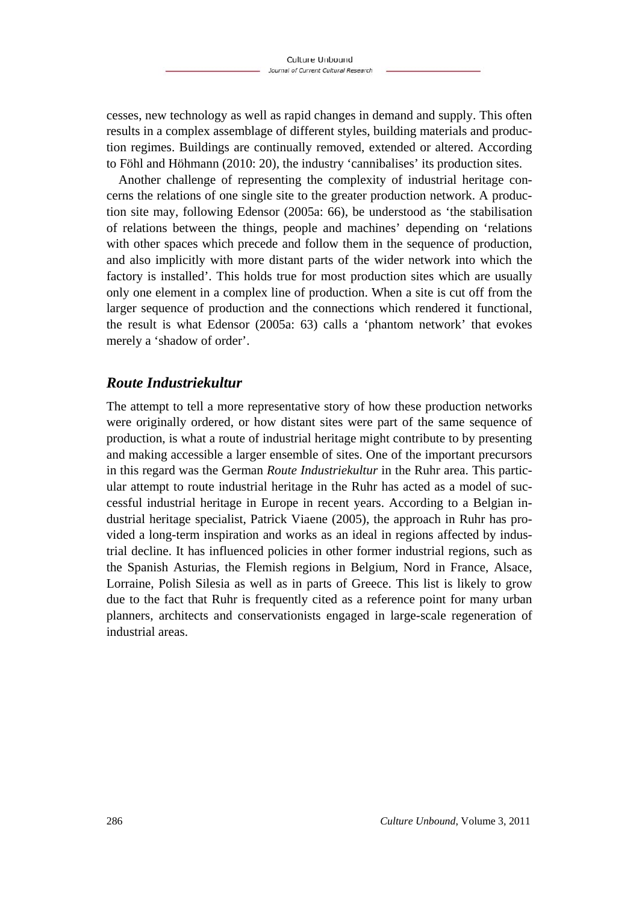cesses, new technology as well as rapid changes in demand and supply. This often results in a complex assemblage of different styles, building materials and production regimes. Buildings are continually removed, extended or altered. According to Föhl and Höhmann (2010: 20), the industry 'cannibalises' its production sites.

Another challenge of representing the complexity of industrial heritage concerns the relations of one single site to the greater production network. A production site may, following Edensor (2005a: 66), be understood as 'the stabilisation of relations between the things, people and machines' depending on 'relations with other spaces which precede and follow them in the sequence of production, and also implicitly with more distant parts of the wider network into which the factory is installed'. This holds true for most production sites which are usually only one element in a complex line of production. When a site is cut off from the larger sequence of production and the connections which rendered it functional, the result is what Edensor (2005a: 63) calls a 'phantom network' that evokes merely a 'shadow of order'.

## *Route Industriekultur*

The attempt to tell a more representative story of how these production networks were originally ordered, or how distant sites were part of the same sequence of production, is what a route of industrial heritage might contribute to by presenting and making accessible a larger ensemble of sites. One of the important precursors in this regard was the German *Route Industriekultur* in the Ruhr area. This particular attempt to route industrial heritage in the Ruhr has acted as a model of successful industrial heritage in Europe in recent years. According to a Belgian industrial heritage specialist, Patrick Viaene (2005), the approach in Ruhr has provided a long-term inspiration and works as an ideal in regions affected by industrial decline. It has influenced policies in other former industrial regions, such as the Spanish Asturias, the Flemish regions in Belgium, Nord in France, Alsace, Lorraine, Polish Silesia as well as in parts of Greece. This list is likely to grow due to the fact that Ruhr is frequently cited as a reference point for many urban planners, architects and conservationists engaged in large-scale regeneration of industrial areas.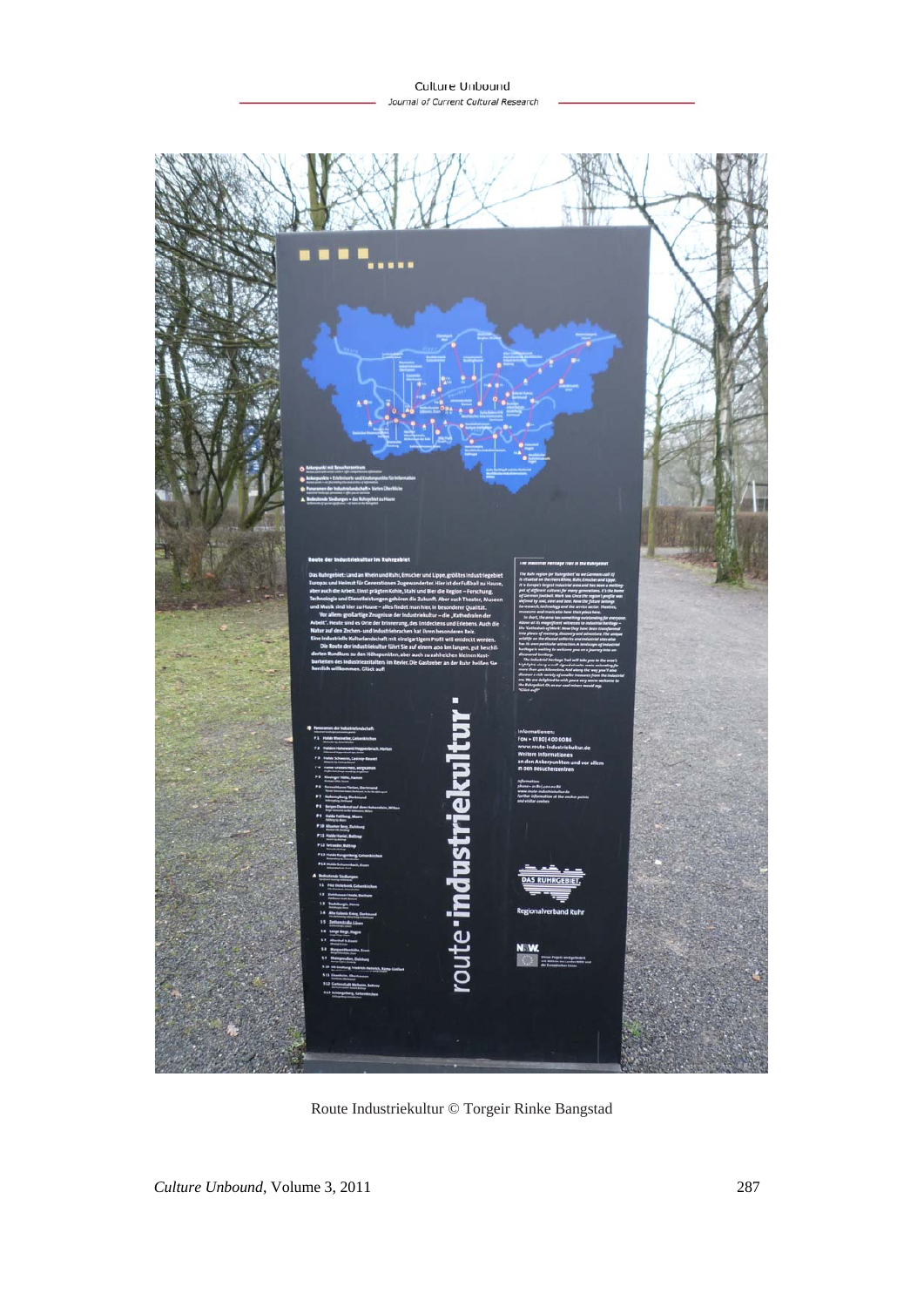Route Industriekultur © Torgeir Rinke Bangstad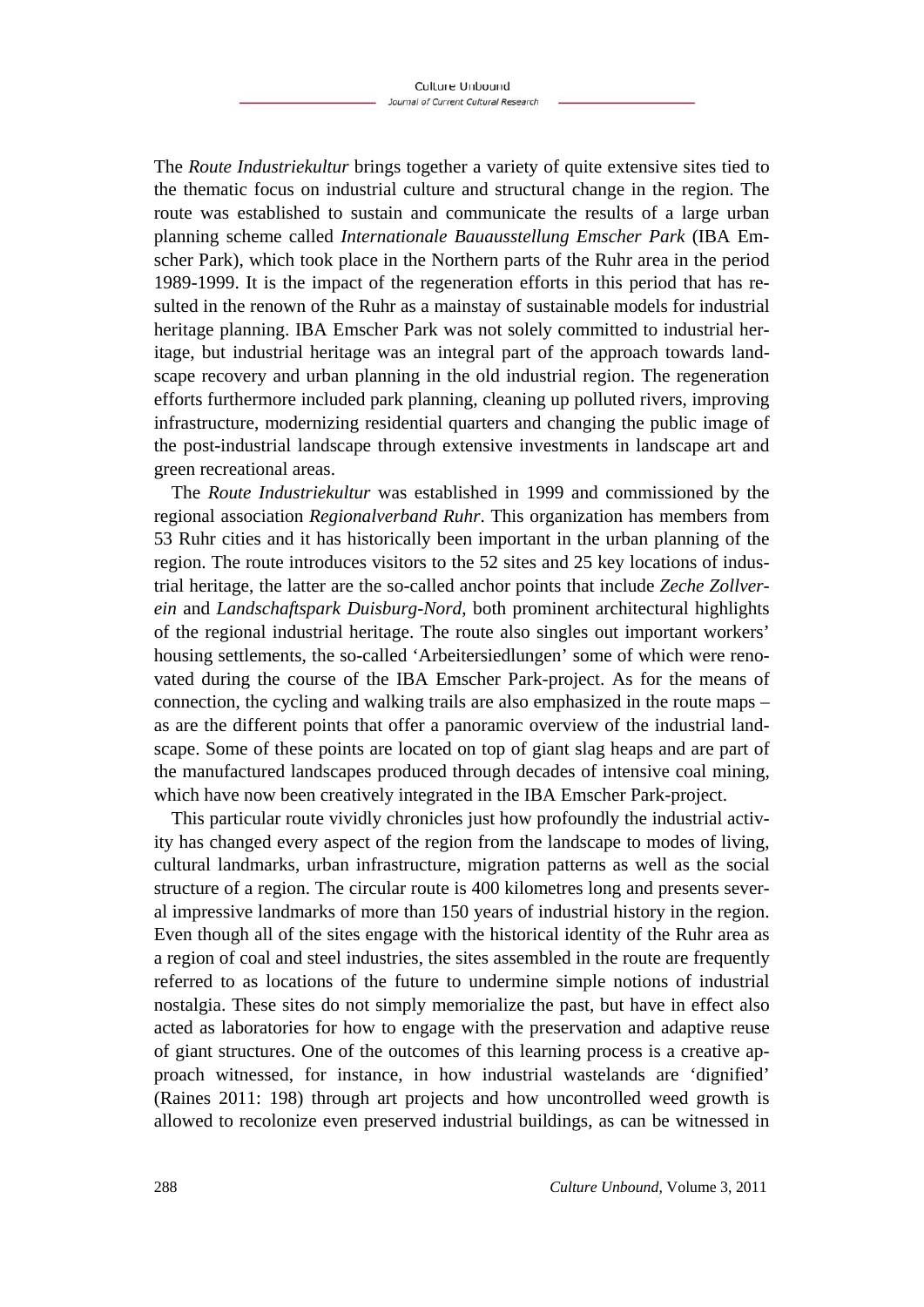The *Route Industriekultur* brings together a variety of quite extensive sites tied to the thematic focus on industrial culture and structural change in the region. The route was established to sustain and communicate the results of a large urban planning scheme called *Internationale Bauausstellung Emscher Park* (IBA Emscher Park), which took place in the Northern parts of the Ruhr area in the period 1989-1999. It is the impact of the regeneration efforts in this period that has resulted in the renown of the Ruhr as a mainstay of sustainable models for industrial heritage planning. IBA Emscher Park was not solely committed to industrial heritage, but industrial heritage was an integral part of the approach towards landscape recovery and urban planning in the old industrial region. The regeneration efforts furthermore included park planning, cleaning up polluted rivers, improving infrastructure, modernizing residential quarters and changing the public image of the post-industrial landscape through extensive investments in landscape art and green recreational areas.

The *Route Industriekultur* was established in 1999 and commissioned by the regional association *Regionalverband Ruhr*. This organization has members from 53 Ruhr cities and it has historically been important in the urban planning of the region. The route introduces visitors to the 52 sites and 25 key locations of industrial heritage, the latter are the so-called anchor points that include *Zeche Zollverein* and *Landschaftspark Duisburg-Nord*, both prominent architectural highlights of the regional industrial heritage. The route also singles out important workers' housing settlements, the so-called 'Arbeitersiedlungen' some of which were renovated during the course of the IBA Emscher Park-project. As for the means of connection, the cycling and walking trails are also emphasized in the route maps – as are the different points that offer a panoramic overview of the industrial landscape. Some of these points are located on top of giant slag heaps and are part of the manufactured landscapes produced through decades of intensive coal mining, which have now been creatively integrated in the IBA Emscher Park-project.

This particular route vividly chronicles just how profoundly the industrial activity has changed every aspect of the region from the landscape to modes of living, cultural landmarks, urban infrastructure, migration patterns as well as the social structure of a region. The circular route is 400 kilometres long and presents several impressive landmarks of more than 150 years of industrial history in the region. Even though all of the sites engage with the historical identity of the Ruhr area as a region of coal and steel industries, the sites assembled in the route are frequently referred to as locations of the future to undermine simple notions of industrial nostalgia. These sites do not simply memorialize the past, but have in effect also acted as laboratories for how to engage with the preservation and adaptive reuse of giant structures. One of the outcomes of this learning process is a creative approach witnessed, for instance, in how industrial wastelands are 'dignified' (Raines 2011: 198) through art projects and how uncontrolled weed growth is allowed to recolonize even preserved industrial buildings, as can be witnessed in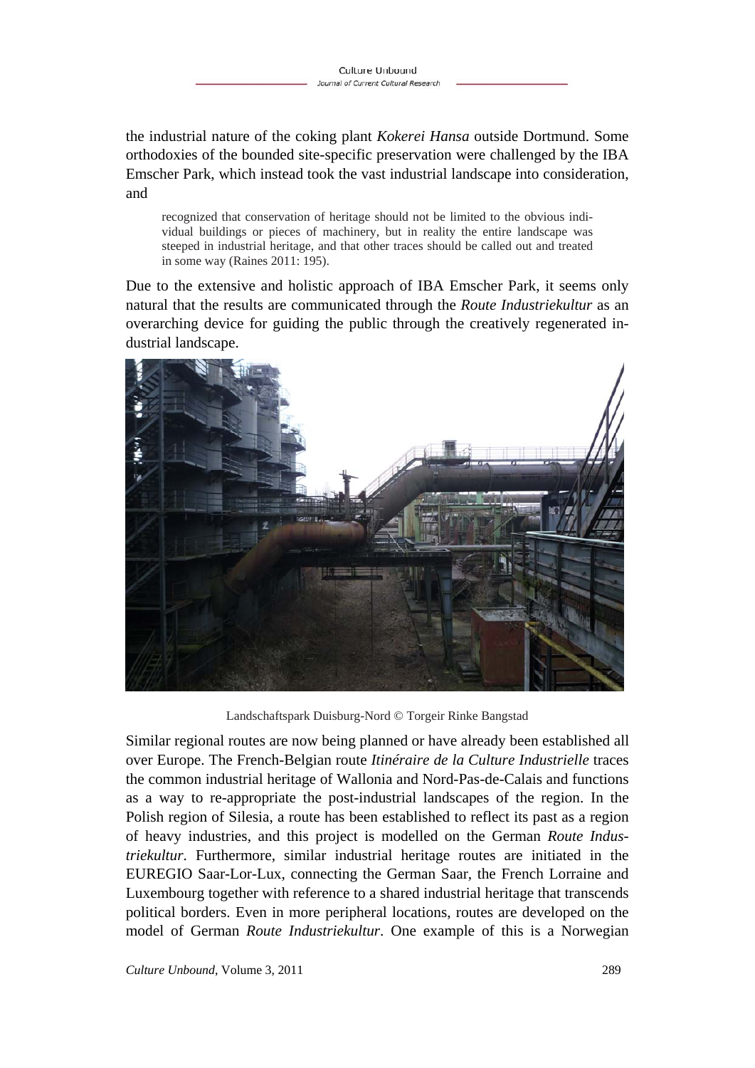the industrial nature of the coking plant *Kokerei Hansa* outside Dortmund. Some orthodoxies of the bounded site-specific preservation were challenged by the IBA Emscher Park, which instead took the vast industrial landscape into consideration, and

> recognized that conservation of heritage should not be limited to the obvious individual buildings or pieces of machinery, but in reality the entire landscape was steeped in industrial heritage, and that other traces should be called out and treated in some way (Raines 2011: 195).

Due to the extensive and holistic approach of IBA Emscher Park, it seems only natural that the results are communicated through the *Route Industriekultur* as an overarching device for guiding the public through the creatively regenerated industrial landscape.

Landschaftspark Duisburg-Nord © Torgeir Rinke Bangstad

Similar regional routes are now being planned or have already been established all over Europe. The French-Belgian route *Itinéraire de la Culture Industrielle* traces the common industrial heritage of Wallonia and Nord-Pas-de-Calais and functions as a way to re-appropriate the post-industrial landscapes of the region. In the Polish region of Silesia, a route has been established to reflect its past as a region of heavy industries, and this project is modelled on the German *Route Industriekultur*. Furthermore, similar industrial heritage routes are initiated in the EUREGIO Saar-Lor-Lux, connecting the German Saar, the French Lorraine and Luxembourg together with reference to a shared industrial heritage that transcends political borders. Even in more peripheral locations, routes are developed on the model of German *Route Industriekultur*. One example of this is a Norwegian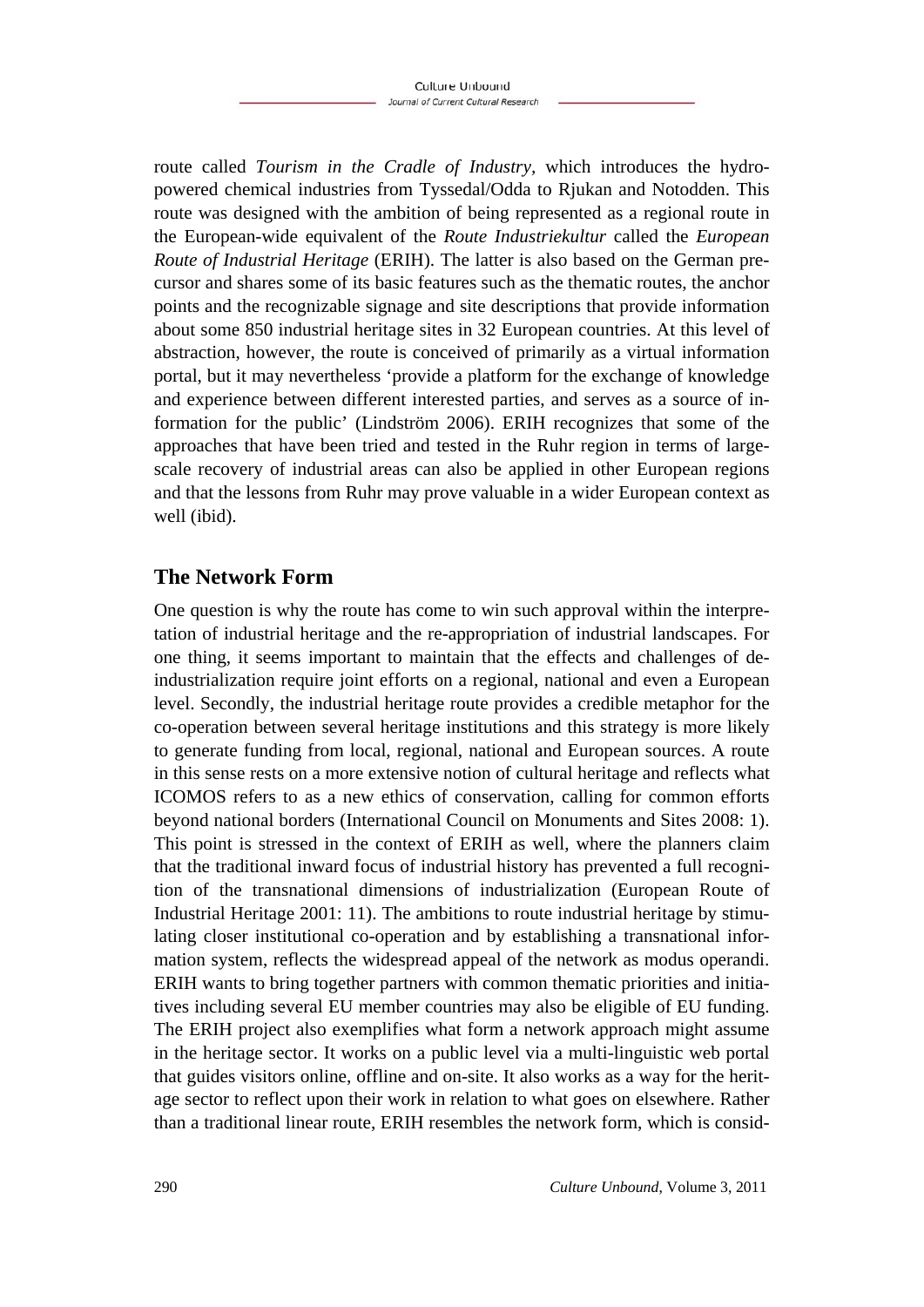route called *Tourism in the Cradle of Industry*, which introduces the hydro-powered chemical industries from Tyssedal/Odda to Rjukan and Notodden. This route was designed with the ambition of being represented as a regional route in the European-wide equivalent of the *Route Industriekultur* called the *European Route of Industrial Heritage* (ERIH). The latter is also based on the German precursor and shares some of its basic features such as the thematic routes, the anchor points and the recognizable signage and site descriptions that provide information about some 850 industrial heritage sites in 32 European countries. At this level of abstraction, however, the route is conceived of primarily as a virtual information portal, but it may nevertheless 'provide a platform for the exchange of knowledge and experience between different interested parties, and serves as a source of information for the public' (Lindström 2006). ERIH recognizes that some of the approaches that have been tried and tested in the Ruhr region in terms of large-scale recovery of industrial areas can also be applied in other European regions and that the lessons from Ruhr may prove valuable in a wider European context as well (ibid).

## The Network Form

One question is why the route has come to win such approval within the interpretation of industrial heritage and the re-appropriation of industrial landscapes. For one thing, it seems important to maintain that the effects and challenges of de-industrialization require joint efforts on a regional, national and even a European level. Secondly, the industrial heritage route provides a credible metaphor for the co-operation between several heritage institutions and this strategy is more likely to generate funding from local, regional, national and European sources. A route in this sense rests on a more extensive notion of cultural heritage and reflects what ICOMOS refers to as a new ethics of conservation, calling for common efforts beyond national borders (International Council on Monuments and Sites 2008: 1). This point is stressed in the context of ERIH as well, where the planners claim that the traditional inward focus of industrial history has prevented a full recognition of the transnational dimensions of industrialization (European Route of Industrial Heritage 2001: 11). The ambitions to route industrial heritage by stimulating closer institutional co-operation and by establishing a transnational information system, reflects the widespread appeal of the network as modus operandi. ERIH wants to bring together partners with common thematic priorities and initiatives including several EU member countries may also be eligible of EU funding. The ERIH project also exemplifies what form a network approach might assume in the heritage sector. It works on a public level via a multi-linguistic web portal that guides visitors online, offline and on-site. It also works as a way for the heritage sector to reflect upon their work in relation to what goes on elsewhere. Rather than a traditional linear route, ERIH resembles the network form, which is consid-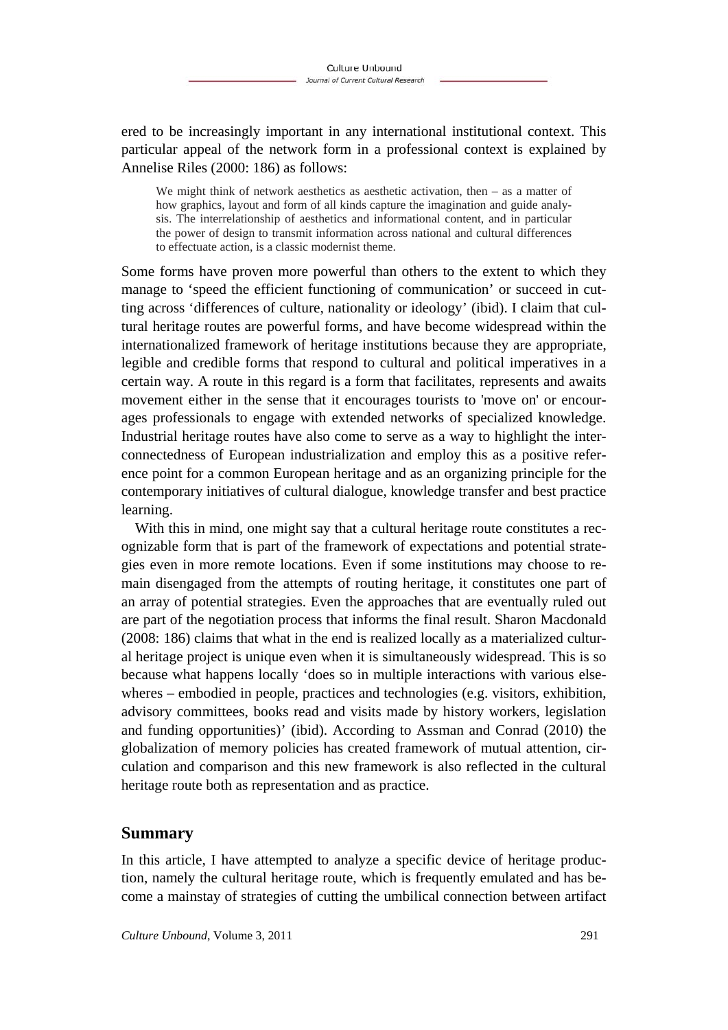ered to be increasingly important in any international institutional context. This particular appeal of the network form in a professional context is explained by Annelise Riles (2000: 186) as follows:

> We might think of network aesthetics as aesthetic activation, then – as a matter of how graphics, layout and form of all kinds capture the imagination and guide analysis. The interrelationship of aesthetics and informational content, and in particular the power of design to transmit information across national and cultural differences to effectuate action, is a classic modernist theme.

Some forms have proven more powerful than others to the extent to which they manage to 'speed the efficient functioning of communication' or succeed in cutting across 'differences of culture, nationality or ideology' (ibid). I claim that cultural heritage routes are powerful forms, and have become widespread within the internationalized framework of heritage institutions because they are appropriate, legible and credible forms that respond to cultural and political imperatives in a certain way. A route in this regard is a form that facilitates, represents and awaits movement either in the sense that it encourages tourists to 'move on' or encourages professionals to engage with extended networks of specialized knowledge. Industrial heritage routes have also come to serve as a way to highlight the interconnectedness of European industrialization and employ this as a positive reference point for a common European heritage and as an organizing principle for the contemporary initiatives of cultural dialogue, knowledge transfer and best practice learning.

With this in mind, one might say that a cultural heritage route constitutes a recognizable form that is part of the framework of expectations and potential strategies even in more remote locations. Even if some institutions may choose to remain disengaged from the attempts of routing heritage, it constitutes one part of an array of potential strategies. Even the approaches that are eventually ruled out are part of the negotiation process that informs the final result. Sharon Macdonald (2008: 186) claims that what in the end is realized locally as a materialized cultural heritage project is unique even when it is simultaneously widespread. This is so because what happens locally 'does so in multiple interactions with various elsewheres – embodied in people, practices and technologies (e.g. visitors, exhibition, advisory committees, books read and visits made by history workers, legislation and funding opportunities)' (ibid). According to Assman and Conrad (2010) the globalization of memory policies has created framework of mutual attention, circulation and comparison and this new framework is also reflected in the cultural heritage route both as representation and as practice.

## Summary

In this article, I have attempted to analyze a specific device of heritage production, namely the cultural heritage route, which is frequently emulated and has become a mainstay of strategies of cutting the umbilical connection between artifact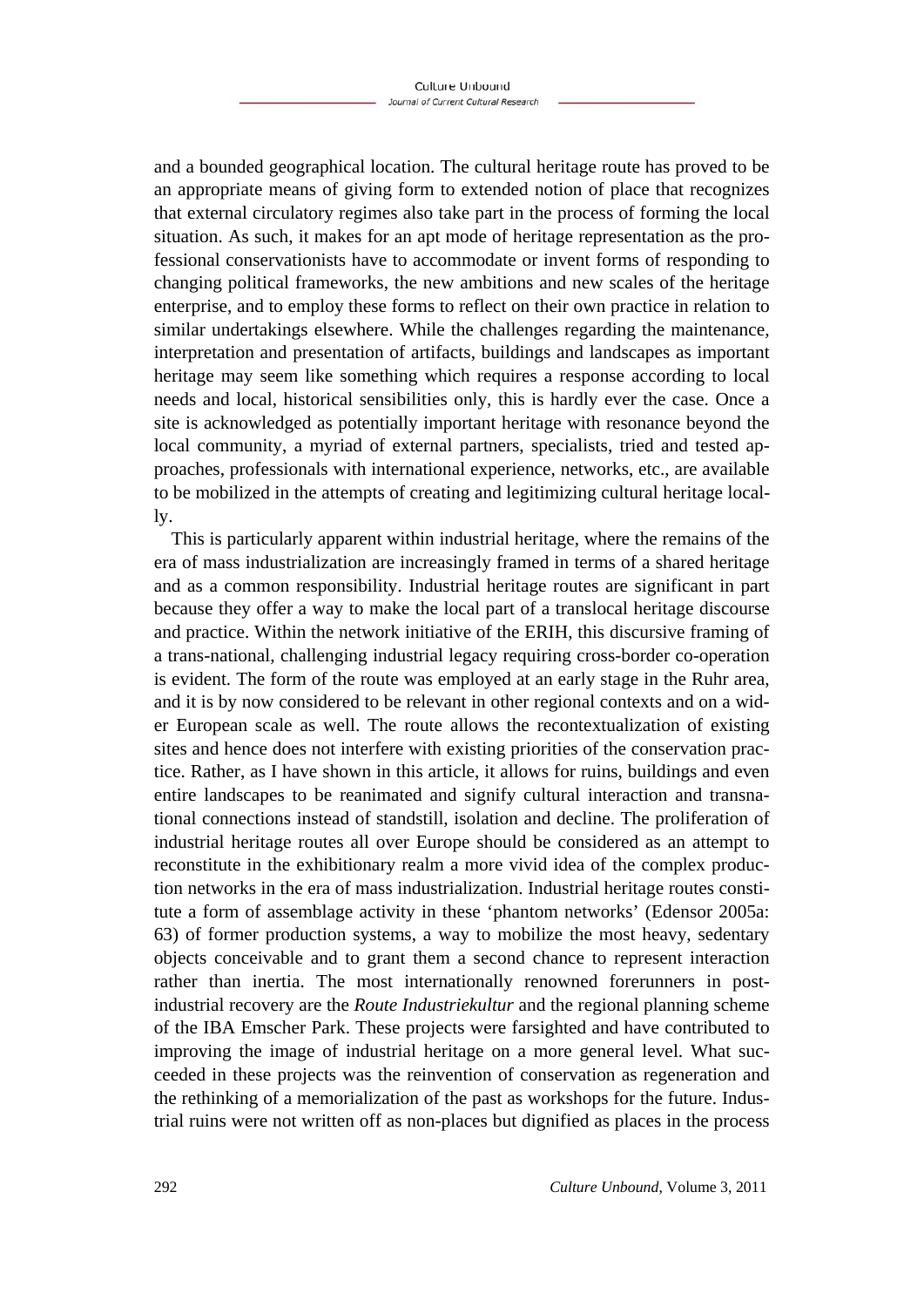and a bounded geographical location. The cultural heritage route has proved to be an appropriate means of giving form to extended notion of place that recognizes that external circulatory regimes also take part in the process of forming the local situation. As such, it makes for an apt mode of heritage representation as the professional conservationists have to accommodate or invent forms of responding to changing political frameworks, the new ambitions and new scales of the heritage enterprise, and to employ these forms to reflect on their own practice in relation to similar undertakings elsewhere. While the challenges regarding the maintenance, interpretation and presentation of artifacts, buildings and landscapes as important heritage may seem like something which requires a response according to local needs and local, historical sensibilities only, this is hardly ever the case. Once a site is acknowledged as potentially important heritage with resonance beyond the local community, a myriad of external partners, specialists, tried and tested approaches, professionals with international experience, networks, etc., are available to be mobilized in the attempts of creating and legitimizing cultural heritage locally.

This is particularly apparent within industrial heritage, where the remains of the era of mass industrialization are increasingly framed in terms of a shared heritage and as a common responsibility. Industrial heritage routes are significant in part because they offer a way to make the local part of a translocal heritage discourse and practice. Within the network initiative of the ERIH, this discursive framing of a trans-national, challenging industrial legacy requiring cross-border co-operation is evident. The form of the route was employed at an early stage in the Ruhr area, and it is by now considered to be relevant in other regional contexts and on a wider European scale as well. The route allows the recontextualization of existing sites and hence does not interfere with existing priorities of the conservation practice. Rather, as I have shown in this article, it allows for ruins, buildings and even entire landscapes to be reanimated and signify cultural interaction and transnational connections instead of standstill, isolation and decline. The proliferation of industrial heritage routes all over Europe should be considered as an attempt to reconstitute in the exhibitionary realm a more vivid idea of the complex production networks in the era of mass industrialization. Industrial heritage routes constitute a form of assemblage activity in these 'phantom networks' (Edensor 2005a: 63) of former production systems, a way to mobilize the most heavy, sedentary objects conceivable and to grant them a second chance to represent interaction rather than inertia. The most internationally renowned forerunners in post-industrial recovery are the *Route Industriekultur* and the regional planning scheme of the IBA Emscher Park. These projects were farsighted and have contributed to improving the image of industrial heritage on a more general level. What succeeded in these projects was the reinvention of conservation as regeneration and the rethinking of a memorialization of the past as workshops for the future. Industrial ruins were not written off as non-places but dignified as places in the process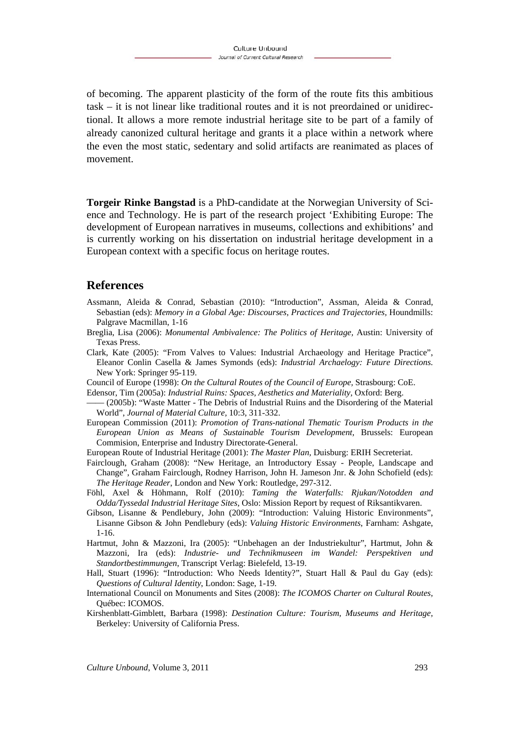of becoming. The apparent plasticity of the form of the route fits this ambitious task – it is not linear like traditional routes and it is not preordained or unidirectional. It allows a more remote industrial heritage site to be part of a family of already canonized cultural heritage and grants it a place within a network where the even the most static, sedentary and solid artifacts are reanimated as places of movement.

**Torgeir Rinke Bangstad** is a PhD-candidate at the Norwegian University of Science and Technology. He is part of the research project 'Exhibiting Europe: The development of European narratives in museums, collections and exhibitions' and is currently working on his dissertation on industrial heritage development in a European context with a specific focus on heritage routes.

## References

Assmann, Aleida & Conrad, Sebastian (2010): "Introduction", Assman, Aleida & Conrad, Sebastian (eds): *Memory in a Global Age: Discourses, Practices and Trajectories*, Houndmills: Palgrave Macmillan, 1-16

Breglia, Lisa (2006): *Monumental Ambivalence: The Politics of Heritage,* Austin: University of Texas Press.

Clark, Kate (2005): "From Valves to Values: Industrial Archaeology and Heritage Practice", Eleanor Conlin Casella & James Symonds (eds): *Industrial Archaelogy: Future Directions.* New York: Springer 95-119.

Council of Europe (1998): *On the Cultural Routes of the Council of Europe,* Strasbourg: CoE.

Edensor, Tim (2005a): *Industrial Ruins: Spaces, Aesthetics and Materiality,* Oxford: Berg.

—— (2005b): "Waste Matter - The Debris of Industrial Ruins and the Disordering of the Material World", *Journal of Material Culture,* 10:3, 311-332.

European Commission (2011): *Promotion of Trans-national Thematic Tourism Products in the European Union as Means of Sustainable Tourism Development,* Brussels: European Commision, Enterprise and Industry Directorate-General.

European Route of Industrial Heritage (2001): *The Master Plan,* Duisburg: ERIH Secreteriat.

Fairclough, Graham (2008): "New Heritage, an Introductory Essay - People, Landscape and Change", Graham Fairclough, Rodney Harrison, John H. Jameson Jnr. & John Schofield (eds): *The Heritage Reader,* London and New York: Routledge, 297-312.

Föhl, Axel & Höhmann, Rolf (2010): *Taming the Waterfalls: Rjukan/Notodden and Odda/Tyssedal Industrial Heritage Sites,* Oslo: Mission Report by request of Riksantikvaren.

Gibson, Lisanne & Pendlebury, John (2009): "Introduction: Valuing Historic Environments", Lisanne Gibson & John Pendlebury (eds): *Valuing Historic Environments,* Farnham: Ashgate, 1-16.

Hartmut, John & Mazzoni, Ira (2005): "Unbehagen an der Industriekultur", Hartmut, John & Mazzoni, Ira (eds): *Industrie- und Technikmuseen im Wandel: Perspektiven und Standortbestimmungen,* Transcript Verlag: Bielefeld, 13-19.

Hall, Stuart (1996): "Introduction: Who Needs Identity?", Stuart Hall & Paul du Gay (eds): *Questions of Cultural Identity,* London: Sage, 1-19.

International Council on Monuments and Sites (2008): *The ICOMOS Charter on Cultural Routes,* Québec: ICOMOS.

Kirshenblatt-Gimblett, Barbara (1998): *Destination Culture: Tourism, Museums and Heritage,* Berkeley: University of California Press.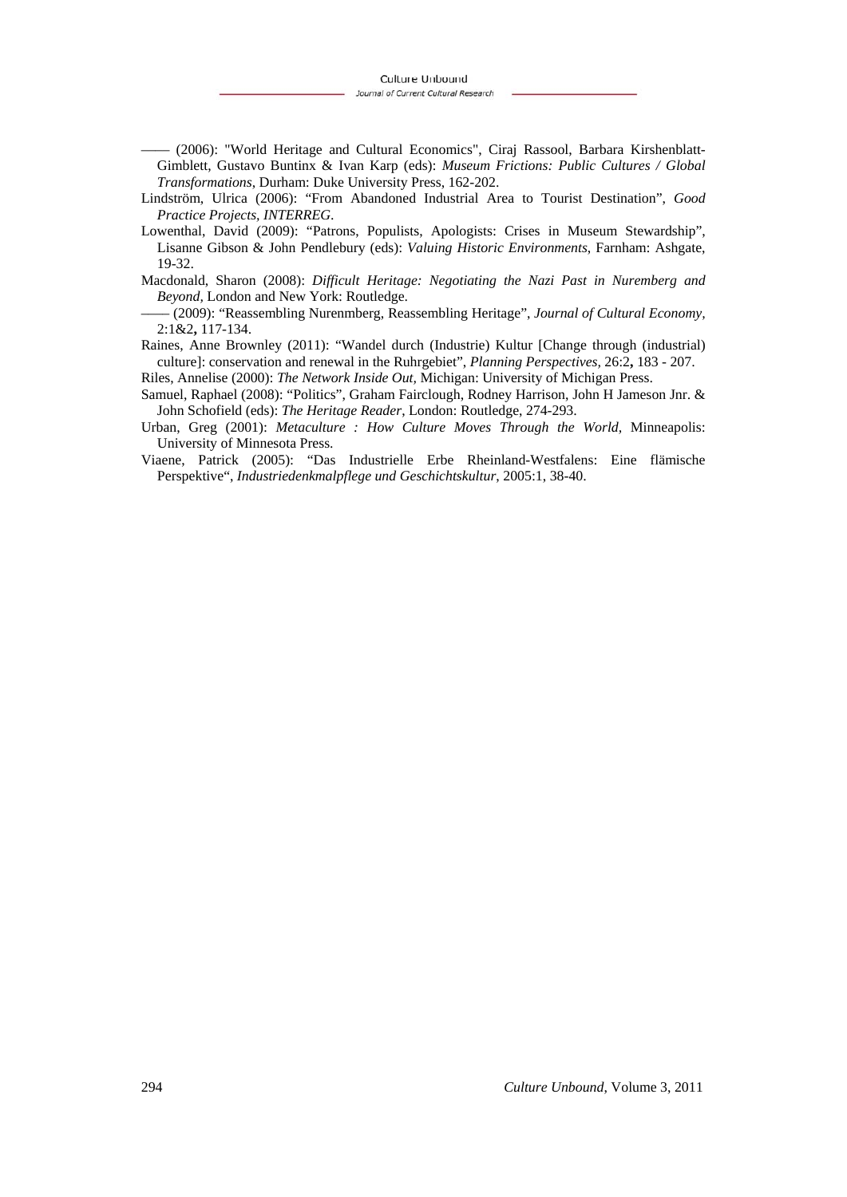—— (2006): "World Heritage and Cultural Economics", Ciraj Rassool, Barbara Kirshenblatt-Gimblett, Gustavo Buntinx & Ivan Karp (eds): *Museum Frictions: Public Cultures / Global Transformations*, Durham: Duke University Press, 162-202.

Lindström, Ulrica (2006): "From Abandoned Industrial Area to Tourist Destination", *Good Practice Projects, INTERREG*.

Lowenthal, David (2009): "Patrons, Populists, Apologists: Crises in Museum Stewardship", Lisanne Gibson & John Pendlebury (eds): *Valuing Historic Environments*, Farnham: Ashgate, 19-32.

Macdonald, Sharon (2008): *Difficult Heritage: Negotiating the Nazi Past in Nuremberg and Beyond,* London and New York: Routledge.

—— (2009): "Reassembling Nurenmberg, Reassembling Heritage", *Journal of Cultural Economy,* 2:1&2**,** 117-134.

Raines, Anne Brownley (2011): "Wandel durch (Industrie) Kultur [Change through (industrial) culture]: conservation and renewal in the Ruhrgebiet", *Planning Perspectives,* 26:2**,** 183 - 207.

Riles, Annelise (2000): *The Network Inside Out,* Michigan: University of Michigan Press.

Samuel, Raphael (2008): "Politics", Graham Fairclough, Rodney Harrison, John H Jameson Jnr. & John Schofield (eds): *The Heritage Reader*, London: Routledge, 274-293.

Urban, Greg (2001): *Metaculture : How Culture Moves Through the World,* Minneapolis: University of Minnesota Press.

Viaene, Patrick (2005): "Das Industrielle Erbe Rheinland-Westfalens: Eine flämische Perspektive", *Industriedenkmalpflege und Geschichtskultur*, 2005:1, 38-40.